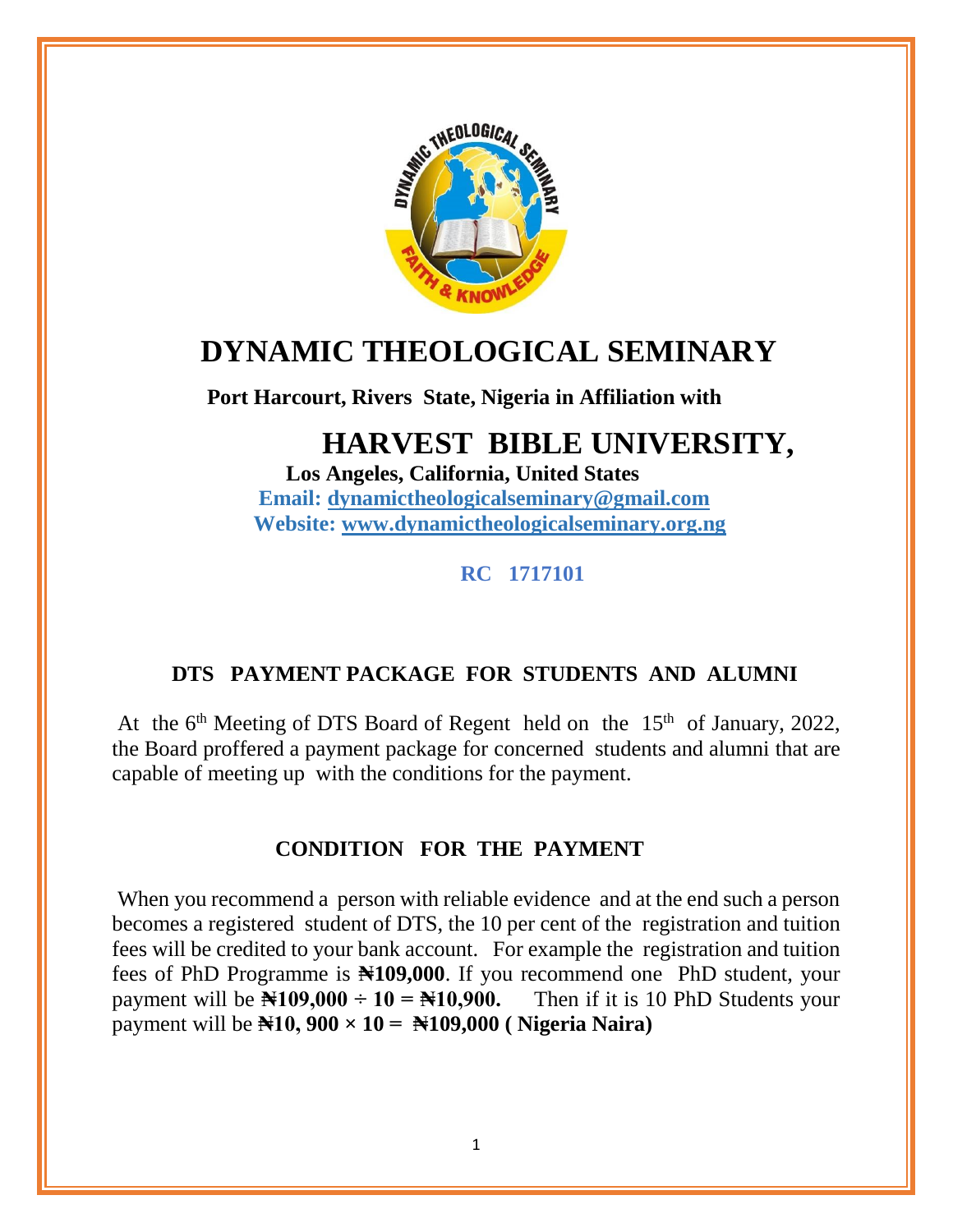# DYNAMIC THEOLOGICAL SEMINARY

**Port Harcourt, Rivers State, Nigeria in Affiliation with**

## HARVEST BIBLE UNIVERSITY,

**Los Angeles, California, United States**

**Email: dynamictheologicalseminary@gmail.com**

**Website: www.dynamictheologicalseminary.org.ng**

**RC 1717101**

### DTS PAYMENT PACKAGE FOR STUDENTS AND ALUMNI

At the 6th Meeting of DTS Board of Regent held on the 15th of January, 2022, the Board proffered a payment package for concerned students and alumni that are capable of meeting up with the conditions for the payment.

### CONDITION FOR THE PAYMENT

When you recommend a person with reliable evidence and at the end such a person becomes a registered student of DTS, the 10 per cent of the registration and tuition fees will be credited to your bank account. For example the registration and tuition fees of PhD Programme is **₦109,000**. If you recommend one PhD student, your payment will be **₦109,000 ÷ 10 = ₦10,900.** Then if it is 10 PhD Students your payment will be **₦10, 900 × 10 = ₦109,000 ( Nigeria Naira)**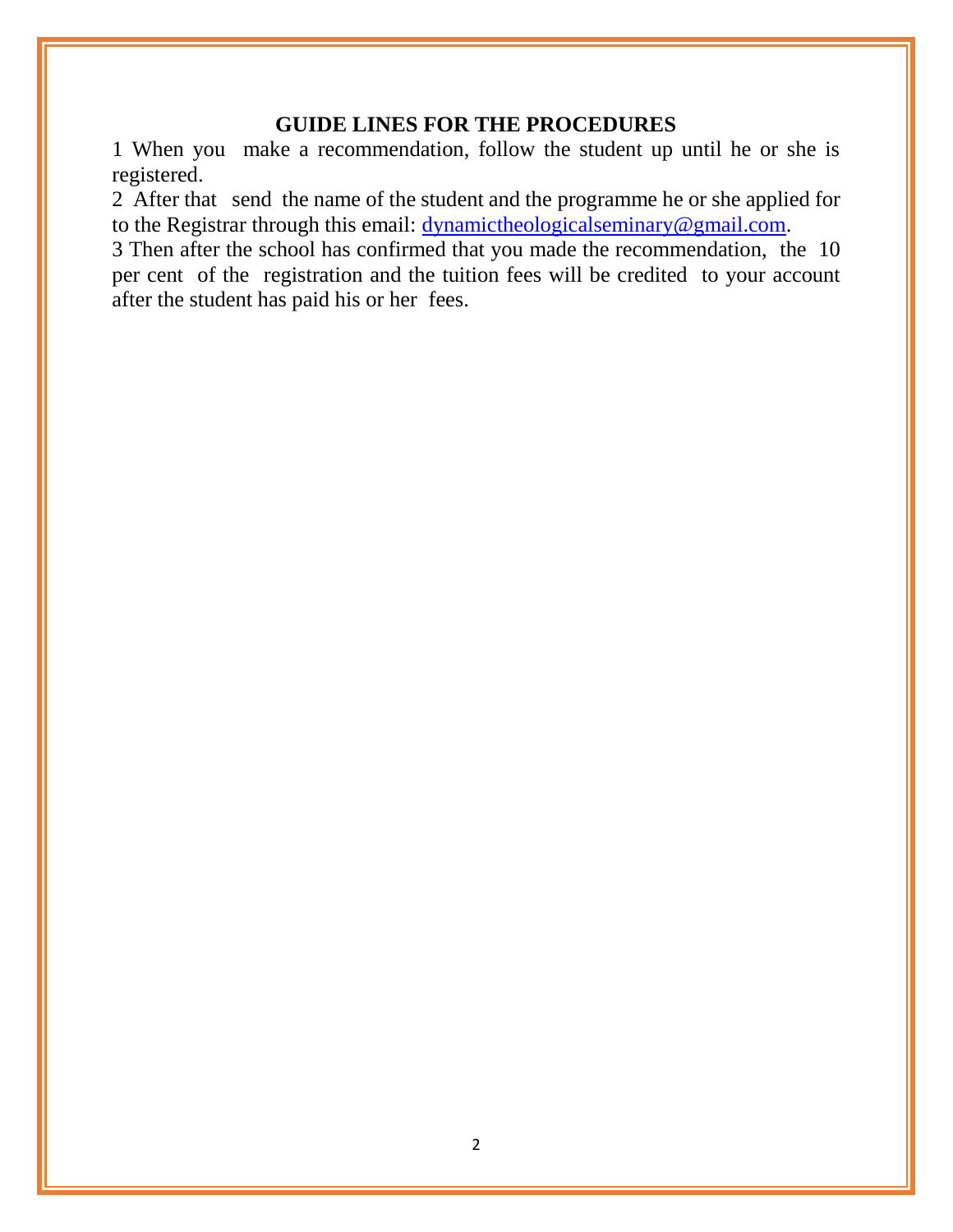## GUIDE LINES FOR THE PROCEDURES

1 When you make a recommendation, follow the student up until he or she is registered.

2 After that send the name of the student and the programme he or she applied for to the Registrar through this email: dynamictheologicalseminary@gmail.com.

3 Then after the school has confirmed that you made the recommendation, the 10 per cent of the registration and the tuition fees will be credited to your account after the student has paid his or her fees.